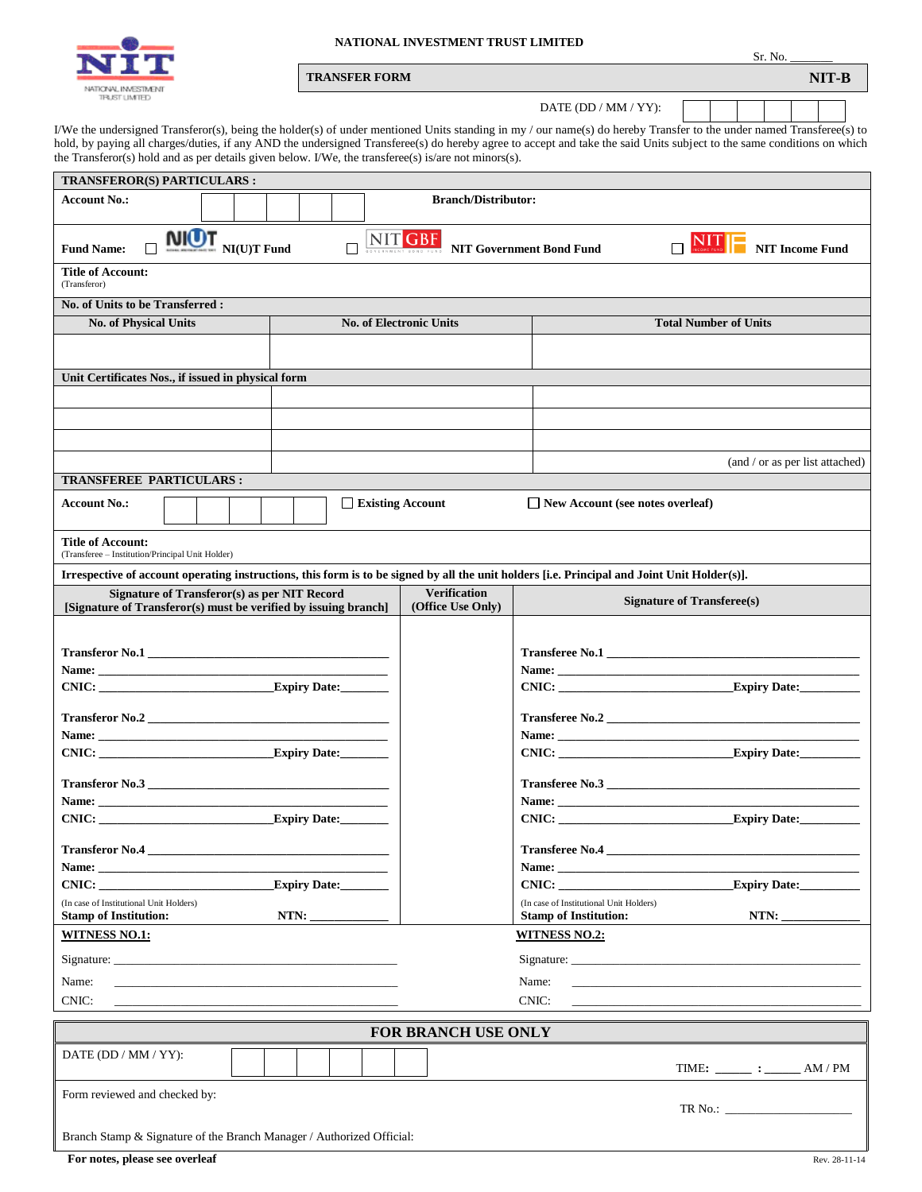NATIONAL INVESTMENT TRUST LIMITED

Sr. No. _______

## TRANSFER FORM — NIT-B

DATE (DD / MM / YY): | | | | | | |

I/We the undersigned Transferor(s), being the holder(s) of under mentioned Units standing in my / our name(s) do hereby Transfer to the under named Transferee(s) to hold, by paying all charges/duties, if any AND the undersigned Transferee(s) do hereby agree to accept and take the said Units subject to the same conditions on which the Transferor(s) hold and as per details given below. I/We, the transferee(s) is/are not minors(s).

### TRANSFEROR(S) PARTICULARS :

**Account No.:** | | | | | |  **Branch/Distributor:**

**Fund Name:** ☐ NI(U)T Fund ☐ NIT Government Bond Fund ☐ NIT Income Fund

**Title of Account:**
(Transferor)

**No. of Units to be Transferred :**

| No. of Physical Units | No. of Electronic Units | Total Number of Units |
|---|---|---|
| | | |

**Unit Certificates Nos., if issued in physical form**

| | | |
|---|---|---|
| | | |
| | | |
| | | |
| | | (and / or as per list attached) |

### TRANSFEREE PARTICULARS :

**Account No.:** | | | | | | ☐ **Existing Account** ☐ **New Account (see notes overleaf)**

**Title of Account:**
(Transferee – Institution/Principal Unit Holder)

**Irrespective of account operating instructions, this form is to be signed by all the unit holders [i.e. Principal and Joint Unit Holder(s)].**

| Signature of Transferor(s) as per NIT Record [Signature of Transferor(s) must be verified by issuing branch] | Verification (Office Use Only) | Signature of Transferee(s) |
|---|---|---|
| **Transferor No.1** ______<br>**Name:** ______<br>**CNIC:** ______ **Expiry Date:** ______ | | **Transferee No.1** ______<br>**Name:** ______<br>**CNIC:** ______ **Expiry Date:** ______ |
| **Transferor No.2** ______<br>**Name:** ______<br>**CNIC:** ______ **Expiry Date:** ______ | | **Transferee No.2** ______<br>**Name:** ______<br>**CNIC:** ______ **Expiry Date:** ______ |
| **Transferor No.3** ______<br>**Name:** ______<br>**CNIC:** ______ **Expiry Date:** ______ | | **Transferee No.3** ______<br>**Name:** ______<br>**CNIC:** ______ **Expiry Date:** ______ |
| **Transferor No.4** ______<br>**Name:** ______<br>**CNIC:** ______ **Expiry Date:** ______ | | **Transferee No.4** ______<br>**Name:** ______<br>**CNIC:** ______ **Expiry Date:** ______ |
| (In case of Institutional Unit Holders)<br>**Stamp of Institution:** **NTN:** ______ | | (In case of Institutional Unit Holders)<br>**Stamp of Institution:** **NTN:** ______ |

| **WITNESS NO.1:** | **WITNESS NO.2:** |
|---|---|
| Signature: ______ | Signature: ______ |
| Name: ______ | Name: ______ |
| CNIC: ______ | CNIC: ______ |

### FOR BRANCH USE ONLY

DATE (DD / MM / YY): | | | | | | |  TIME: _____ : _____ AM / PM

Form reviewed and checked by:  TR No.: ______

Branch Stamp & Signature of the Branch Manager / Authorized Official:

**For notes, please see overleaf**

Rev. 28-11-14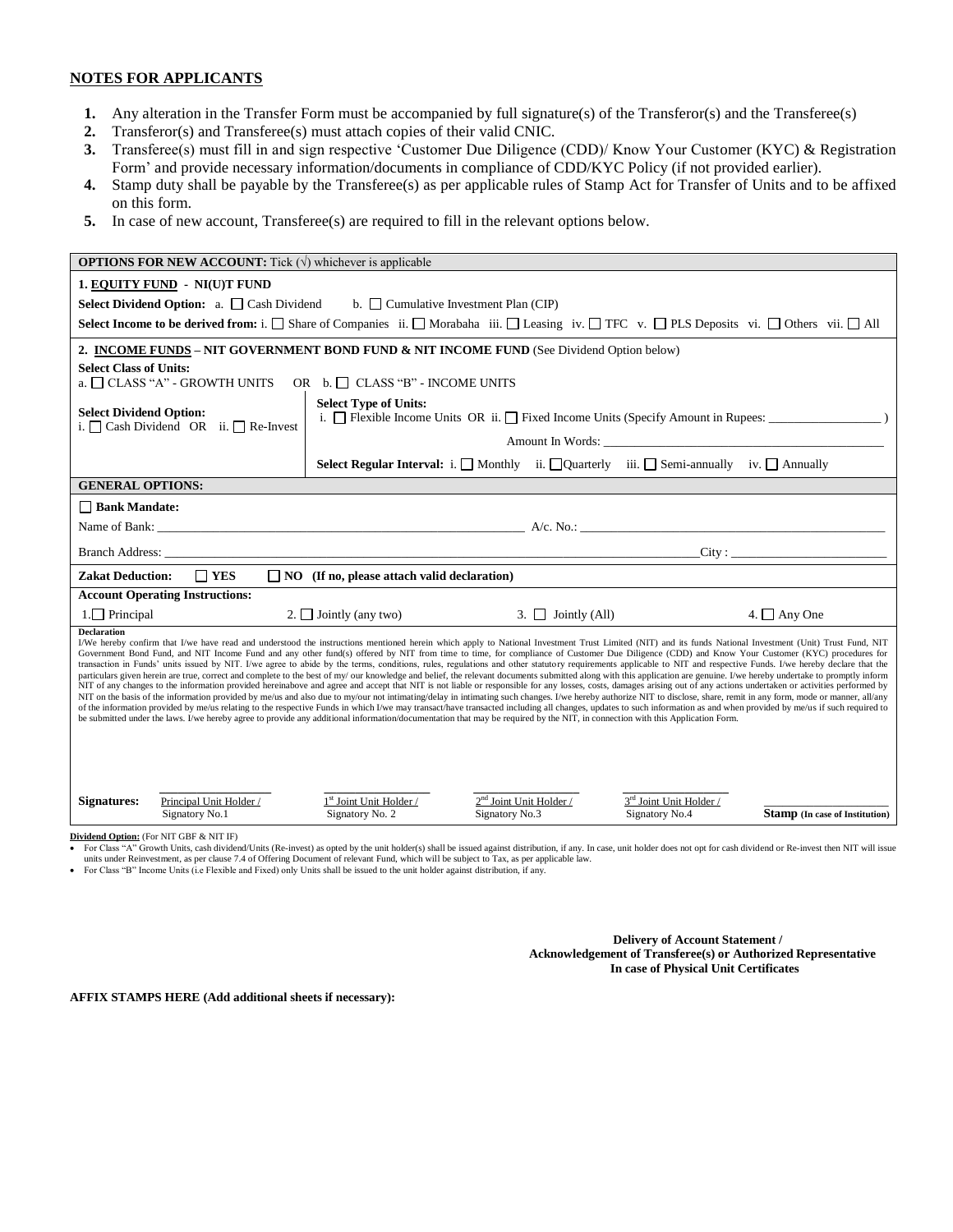## NOTES FOR APPLICANTS

1. Any alteration in the Transfer Form must be accompanied by full signature(s) of the Transferor(s) and the Transferee(s)
2. Transferor(s) and Transferee(s) must attach copies of their valid CNIC.
3. Transferee(s) must fill in and sign respective 'Customer Due Diligence (CDD)/ Know Your Customer (KYC) & Registration Form' and provide necessary information/documents in compliance of CDD/KYC Policy (if not provided earlier).
4. Stamp duty shall be payable by the Transferee(s) as per applicable rules of Stamp Act for Transfer of Units and to be affixed on this form.
5. In case of new account, Transferee(s) are required to fill in the relevant options below.

**OPTIONS FOR NEW ACCOUNT:** Tick (√) whichever is applicable

**1. EQUITY FUND - NI(U)T FUND**

**Select Dividend Option:** a. ☐ Cash Dividend b. ☐ Cumulative Investment Plan (CIP)

**Select Income to be derived from:** i. ☐ Share of Companies ii. ☐ Morabaha iii. ☐ Leasing iv. ☐ TFC v. ☐ PLS Deposits vi. ☐ Others vii. ☐ All

**2. INCOME FUNDS – NIT GOVERNMENT BOND FUND & NIT INCOME FUND** (See Dividend Option below)

**Select Class of Units:**
a. ☐ CLASS "A" - GROWTH UNITS OR b. ☐ CLASS "B" - INCOME UNITS

**Select Dividend Option:**
i. ☐ Cash Dividend OR ii. ☐ Re-Invest

**Select Type of Units:**
i. ☐ Flexible Income Units OR ii. ☐ Fixed Income Units (Specify Amount in Rupees: ________________ )

Amount In Words: ________________________________________

**Select Regular Interval:** i. ☐ Monthly ii. ☐ Quarterly iii. ☐ Semi-annually iv. ☐ Annually

**GENERAL OPTIONS:**

☐ **Bank Mandate:**

Name of Bank: ________________________________________ A/c. No.: ________________________________________

Branch Address: ________________________________________ City : ____________________

**Zakat Deduction:** ☐ **YES** ☐ **NO (If no, please attach valid declaration)**

**Account Operating Instructions:**

1. ☐ Principal 2. ☐ Jointly (any two) 3. ☐ Jointly (All) 4. ☐ Any One

**Declaration**

I/We hereby confirm that I/we have read and understood the instructions mentioned herein which apply to National Investment Trust Limited (NIT) and its funds National Investment (Unit) Trust Fund, NIT Government Bond Fund, and NIT Income Fund and any other fund(s) offered by NIT from time to time, for compliance of Customer Due Diligence (CDD) and Know Your Customer (KYC) procedures for transaction in Funds' units issued by NIT. I/we agree to abide by the terms, conditions, rules, regulations and other statutory requirements applicable to NIT and respective Funds. I/we hereby declare that the particulars given herein are true, correct and complete to the best of my/ our knowledge and belief, the relevant documents submitted along with this application are genuine. I/we hereby undertake to promptly inform NIT of any changes to the information provided hereinabove and agree and accept that NIT is not liable or responsible for any losses, costs, damages arising out of any actions undertaken or activities performed by NIT on the basis of the information provided by me/us and also due to my/our not intimating/delay in intimating such changes. I/we hereby authorize NIT to disclose, share, remit in any form, mode or manner, all/any of the information provided by me/us relating to the respective Funds in which I/we may transact/have transacted including all changes, updates to such information as and when provided by me/us if such required to be submitted under the laws. I/we hereby agree to provide any additional information/documentation that may be required by the NIT, in connection with this Application Form.

| **Signatures:** | Principal Unit Holder / Signatory No.1 | 1st Joint Unit Holder / Signatory No. 2 | 2nd Joint Unit Holder / Signatory No.3 | 3rd Joint Unit Holder / Signatory No.4 | **Stamp (In case of Institution)** |
|---|---|---|---|---|---|

**Dividend Option:** (For NIT GBF & NIT IF)

- For Class "A" Growth Units, cash dividend/Units (Re-invest) as opted by the unit holder(s) shall be issued against distribution, if any. In case, unit holder does not opt for cash dividend or Re-invest then NIT will issue units under Reinvestment, as per clause 7.4 of Offering Document of relevant Fund, which will be subject to Tax, as per applicable law.
- For Class "B" Income Units (i.e Flexible and Fixed) only Units shall be issued to the unit holder against distribution, if any.

**Delivery of Account Statement /**
**Acknowledgement of Transferee(s) or Authorized Representative**
**In case of Physical Unit Certificates**

**AFFIX STAMPS HERE (Add additional sheets if necessary):**